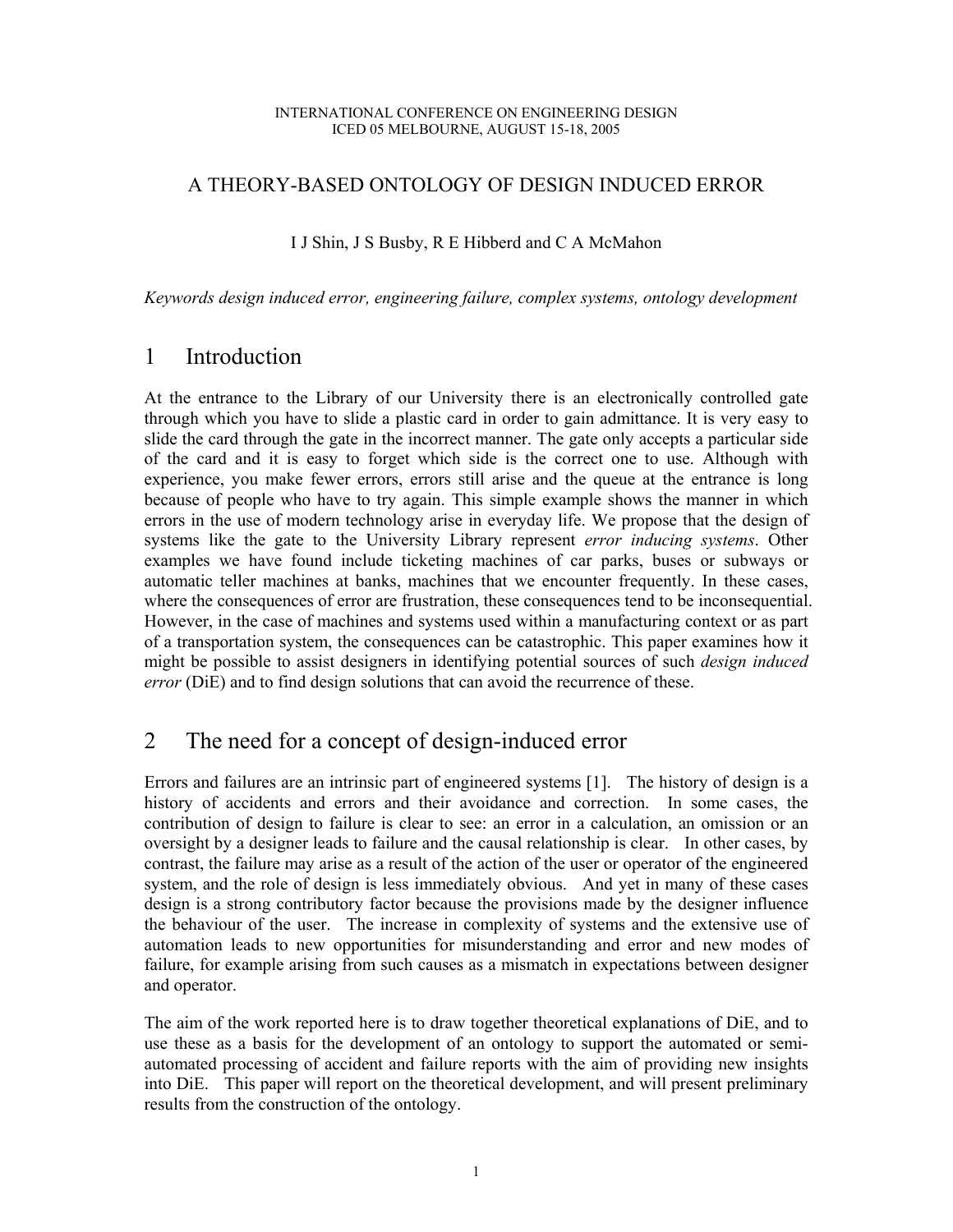INTERNATIONAL CONFERENCE ON ENGINEERING DESIGN
ICED 05 MELBOURNE, AUGUST 15-18, 2005

# A THEORY-BASED ONTOLOGY OF DESIGN INDUCED ERROR

I J Shin, J S Busby, R E Hibberd and C A McMahon

*Keywords design induced error, engineering failure, complex systems, ontology development*

## 1 Introduction

At the entrance to the Library of our University there is an electronically controlled gate through which you have to slide a plastic card in order to gain admittance. It is very easy to slide the card through the gate in the incorrect manner. The gate only accepts a particular side of the card and it is easy to forget which side is the correct one to use. Although with experience, you make fewer errors, errors still arise and the queue at the entrance is long because of people who have to try again. This simple example shows the manner in which errors in the use of modern technology arise in everyday life. We propose that the design of systems like the gate to the University Library represent *error inducing systems*. Other examples we have found include ticketing machines of car parks, buses or subways or automatic teller machines at banks, machines that we encounter frequently. In these cases, where the consequences of error are frustration, these consequences tend to be inconsequential. However, in the case of machines and systems used within a manufacturing context or as part of a transportation system, the consequences can be catastrophic. This paper examines how it might be possible to assist designers in identifying potential sources of such *design induced error* (DiE) and to find design solutions that can avoid the recurrence of these.

## 2 The need for a concept of design-induced error

Errors and failures are an intrinsic part of engineered systems [1]. The history of design is a history of accidents and errors and their avoidance and correction. In some cases, the contribution of design to failure is clear to see: an error in a calculation, an omission or an oversight by a designer leads to failure and the causal relationship is clear. In other cases, by contrast, the failure may arise as a result of the action of the user or operator of the engineered system, and the role of design is less immediately obvious. And yet in many of these cases design is a strong contributory factor because the provisions made by the designer influence the behaviour of the user. The increase in complexity of systems and the extensive use of automation leads to new opportunities for misunderstanding and error and new modes of failure, for example arising from such causes as a mismatch in expectations between designer and operator.

The aim of the work reported here is to draw together theoretical explanations of DiE, and to use these as a basis for the development of an ontology to support the automated or semi-automated processing of accident and failure reports with the aim of providing new insights into DiE. This paper will report on the theoretical development, and will present preliminary results from the construction of the ontology.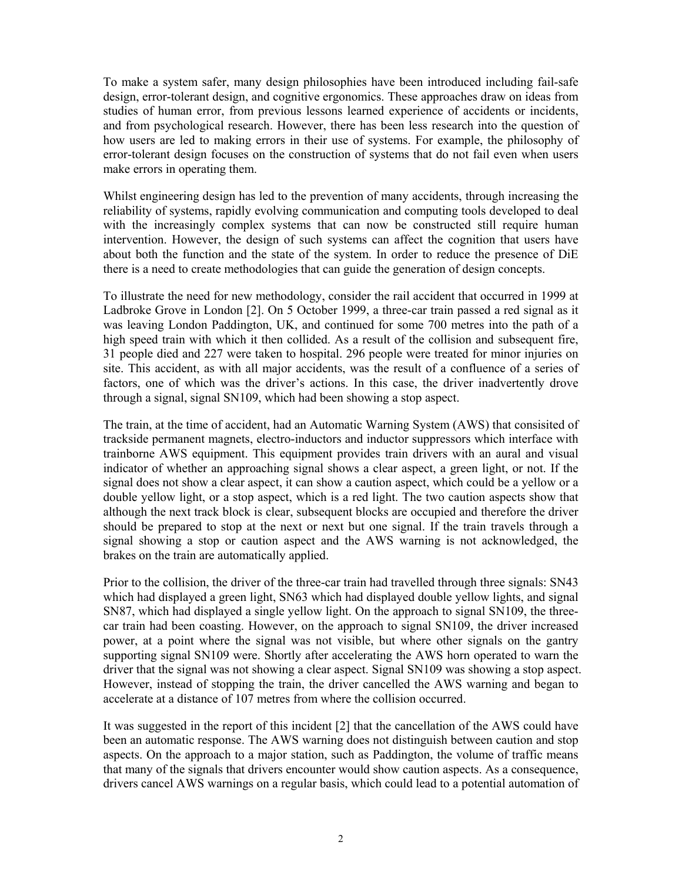To make a system safer, many design philosophies have been introduced including fail-safe design, error-tolerant design, and cognitive ergonomics. These approaches draw on ideas from studies of human error, from previous lessons learned experience of accidents or incidents, and from psychological research. However, there has been less research into the question of how users are led to making errors in their use of systems. For example, the philosophy of error-tolerant design focuses on the construction of systems that do not fail even when users make errors in operating them.

Whilst engineering design has led to the prevention of many accidents, through increasing the reliability of systems, rapidly evolving communication and computing tools developed to deal with the increasingly complex systems that can now be constructed still require human intervention. However, the design of such systems can affect the cognition that users have about both the function and the state of the system. In order to reduce the presence of DiE there is a need to create methodologies that can guide the generation of design concepts.

To illustrate the need for new methodology, consider the rail accident that occurred in 1999 at Ladbroke Grove in London [2]. On 5 October 1999, a three-car train passed a red signal as it was leaving London Paddington, UK, and continued for some 700 metres into the path of a high speed train with which it then collided. As a result of the collision and subsequent fire, 31 people died and 227 were taken to hospital. 296 people were treated for minor injuries on site. This accident, as with all major accidents, was the result of a confluence of a series of factors, one of which was the driver's actions. In this case, the driver inadvertently drove through a signal, signal SN109, which had been showing a stop aspect.

The train, at the time of accident, had an Automatic Warning System (AWS) that consisited of trackside permanent magnets, electro-inductors and inductor suppressors which interface with trainborne AWS equipment. This equipment provides train drivers with an aural and visual indicator of whether an approaching signal shows a clear aspect, a green light, or not. If the signal does not show a clear aspect, it can show a caution aspect, which could be a yellow or a double yellow light, or a stop aspect, which is a red light. The two caution aspects show that although the next track block is clear, subsequent blocks are occupied and therefore the driver should be prepared to stop at the next or next but one signal. If the train travels through a signal showing a stop or caution aspect and the AWS warning is not acknowledged, the brakes on the train are automatically applied.

Prior to the collision, the driver of the three-car train had travelled through three signals: SN43 which had displayed a green light, SN63 which had displayed double yellow lights, and signal SN87, which had displayed a single yellow light. On the approach to signal SN109, the three-car train had been coasting. However, on the approach to signal SN109, the driver increased power, at a point where the signal was not visible, but where other signals on the gantry supporting signal SN109 were. Shortly after accelerating the AWS horn operated to warn the driver that the signal was not showing a clear aspect. Signal SN109 was showing a stop aspect. However, instead of stopping the train, the driver cancelled the AWS warning and began to accelerate at a distance of 107 metres from where the collision occurred.

It was suggested in the report of this incident [2] that the cancellation of the AWS could have been an automatic response. The AWS warning does not distinguish between caution and stop aspects. On the approach to a major station, such as Paddington, the volume of traffic means that many of the signals that drivers encounter would show caution aspects. As a consequence, drivers cancel AWS warnings on a regular basis, which could lead to a potential automation of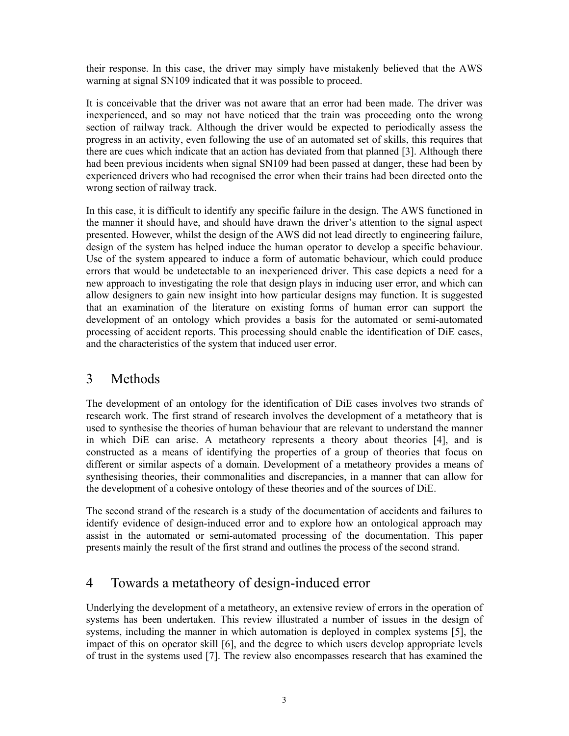their response. In this case, the driver may simply have mistakenly believed that the AWS warning at signal SN109 indicated that it was possible to proceed.

It is conceivable that the driver was not aware that an error had been made. The driver was inexperienced, and so may not have noticed that the train was proceeding onto the wrong section of railway track. Although the driver would be expected to periodically assess the progress in an activity, even following the use of an automated set of skills, this requires that there are cues which indicate that an action has deviated from that planned [3]. Although there had been previous incidents when signal SN109 had been passed at danger, these had been by experienced drivers who had recognised the error when their trains had been directed onto the wrong section of railway track.

In this case, it is difficult to identify any specific failure in the design. The AWS functioned in the manner it should have, and should have drawn the driver's attention to the signal aspect presented. However, whilst the design of the AWS did not lead directly to engineering failure, design of the system has helped induce the human operator to develop a specific behaviour. Use of the system appeared to induce a form of automatic behaviour, which could produce errors that would be undetectable to an inexperienced driver. This case depicts a need for a new approach to investigating the role that design plays in inducing user error, and which can allow designers to gain new insight into how particular designs may function. It is suggested that an examination of the literature on existing forms of human error can support the development of an ontology which provides a basis for the automated or semi-automated processing of accident reports. This processing should enable the identification of DiE cases, and the characteristics of the system that induced user error.

# 3 Methods

The development of an ontology for the identification of DiE cases involves two strands of research work. The first strand of research involves the development of a metatheory that is used to synthesise the theories of human behaviour that are relevant to understand the manner in which DiE can arise. A metatheory represents a theory about theories [4], and is constructed as a means of identifying the properties of a group of theories that focus on different or similar aspects of a domain. Development of a metatheory provides a means of synthesising theories, their commonalities and discrepancies, in a manner that can allow for the development of a cohesive ontology of these theories and of the sources of DiE.

The second strand of the research is a study of the documentation of accidents and failures to identify evidence of design-induced error and to explore how an ontological approach may assist in the automated or semi-automated processing of the documentation. This paper presents mainly the result of the first strand and outlines the process of the second strand.

# 4 Towards a metatheory of design-induced error

Underlying the development of a metatheory, an extensive review of errors in the operation of systems has been undertaken. This review illustrated a number of issues in the design of systems, including the manner in which automation is deployed in complex systems [5], the impact of this on operator skill [6], and the degree to which users develop appropriate levels of trust in the systems used [7]. The review also encompasses research that has examined the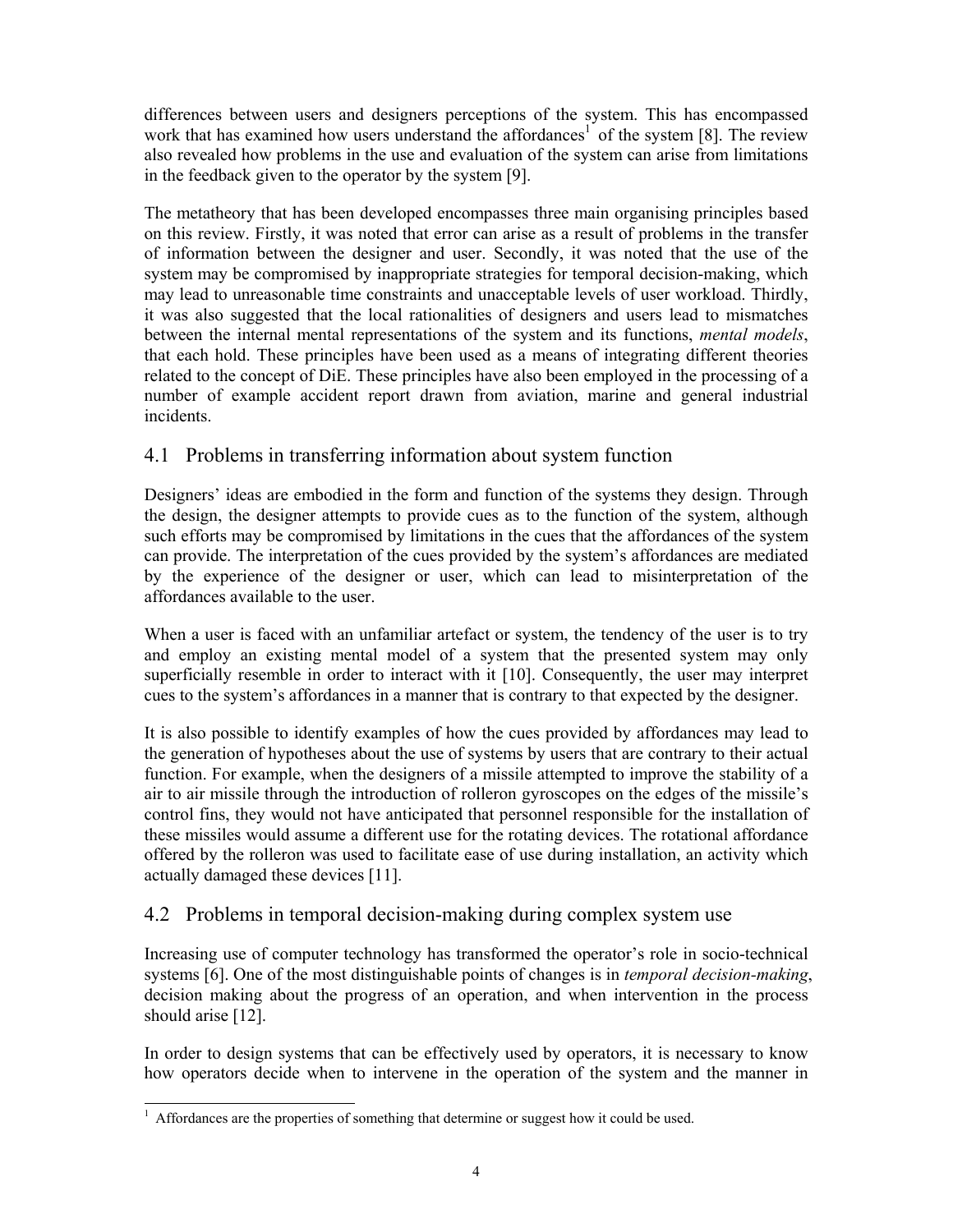differences between users and designers perceptions of the system. This has encompassed work that has examined how users understand the affordances[1] of the system [8]. The review also revealed how problems in the use and evaluation of the system can arise from limitations in the feedback given to the operator by the system [9].

The metatheory that has been developed encompasses three main organising principles based on this review. Firstly, it was noted that error can arise as a result of problems in the transfer of information between the designer and user. Secondly, it was noted that the use of the system may be compromised by inappropriate strategies for temporal decision-making, which may lead to unreasonable time constraints and unacceptable levels of user workload. Thirdly, it was also suggested that the local rationalities of designers and users lead to mismatches between the internal mental representations of the system and its functions, *mental models*, that each hold. These principles have been used as a means of integrating different theories related to the concept of DiE. These principles have also been employed in the processing of a number of example accident report drawn from aviation, marine and general industrial incidents.

## 4.1 Problems in transferring information about system function

Designers' ideas are embodied in the form and function of the systems they design. Through the design, the designer attempts to provide cues as to the function of the system, although such efforts may be compromised by limitations in the cues that the affordances of the system can provide. The interpretation of the cues provided by the system's affordances are mediated by the experience of the designer or user, which can lead to misinterpretation of the affordances available to the user.

When a user is faced with an unfamiliar artefact or system, the tendency of the user is to try and employ an existing mental model of a system that the presented system may only superficially resemble in order to interact with it [10]. Consequently, the user may interpret cues to the system's affordances in a manner that is contrary to that expected by the designer.

It is also possible to identify examples of how the cues provided by affordances may lead to the generation of hypotheses about the use of systems by users that are contrary to their actual function. For example, when the designers of a missile attempted to improve the stability of a air to air missile through the introduction of rolleron gyroscopes on the edges of the missile's control fins, they would not have anticipated that personnel responsible for the installation of these missiles would assume a different use for the rotating devices. The rotational affordance offered by the rolleron was used to facilitate ease of use during installation, an activity which actually damaged these devices [11].

## 4.2 Problems in temporal decision-making during complex system use

Increasing use of computer technology has transformed the operator's role in socio-technical systems [6]. One of the most distinguishable points of changes is in *temporal decision-making*, decision making about the progress of an operation, and when intervention in the process should arise [12].

In order to design systems that can be effectively used by operators, it is necessary to know how operators decide when to intervene in the operation of the system and the manner in

[1] Affordances are the properties of something that determine or suggest how it could be used.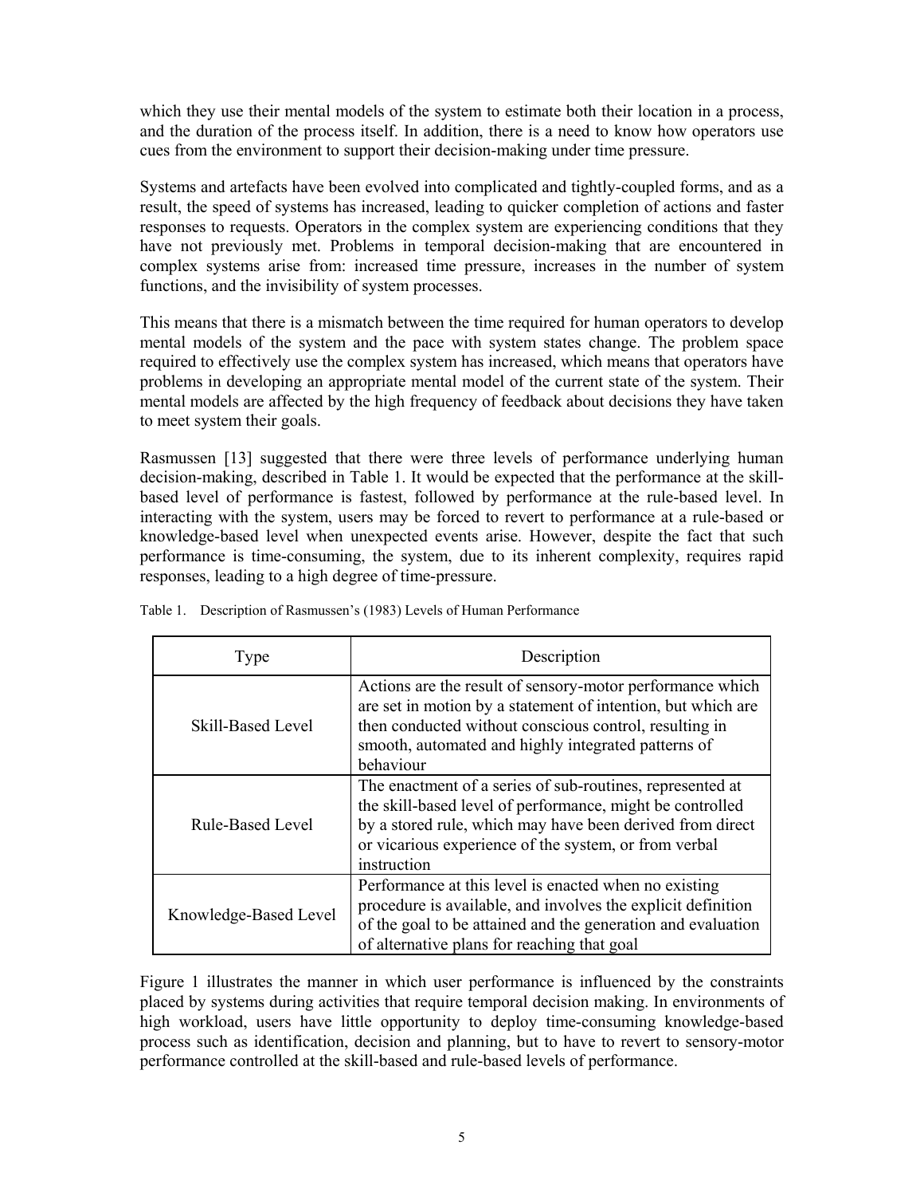which they use their mental models of the system to estimate both their location in a process, and the duration of the process itself. In addition, there is a need to know how operators use cues from the environment to support their decision-making under time pressure.

Systems and artefacts have been evolved into complicated and tightly-coupled forms, and as a result, the speed of systems has increased, leading to quicker completion of actions and faster responses to requests. Operators in the complex system are experiencing conditions that they have not previously met. Problems in temporal decision-making that are encountered in complex systems arise from: increased time pressure, increases in the number of system functions, and the invisibility of system processes.

This means that there is a mismatch between the time required for human operators to develop mental models of the system and the pace with system states change. The problem space required to effectively use the complex system has increased, which means that operators have problems in developing an appropriate mental model of the current state of the system. Their mental models are affected by the high frequency of feedback about decisions they have taken to meet system their goals.

Rasmussen [13] suggested that there were three levels of performance underlying human decision-making, described in Table 1. It would be expected that the performance at the skill-based level of performance is fastest, followed by performance at the rule-based level. In interacting with the system, users may be forced to revert to performance at a rule-based or knowledge-based level when unexpected events arise. However, despite the fact that such performance is time-consuming, the system, due to its inherent complexity, requires rapid responses, leading to a high degree of time-pressure.

Table 1. Description of Rasmussen's (1983) Levels of Human Performance

| Type | Description |
| --- | --- |
| Skill-Based Level | Actions are the result of sensory-motor performance which are set in motion by a statement of intention, but which are then conducted without conscious control, resulting in smooth, automated and highly integrated patterns of behaviour |
| Rule-Based Level | The enactment of a series of sub-routines, represented at the skill-based level of performance, might be controlled by a stored rule, which may have been derived from direct or vicarious experience of the system, or from verbal instruction |
| Knowledge-Based Level | Performance at this level is enacted when no existing procedure is available, and involves the explicit definition of the goal to be attained and the generation and evaluation of alternative plans for reaching that goal |

Figure 1 illustrates the manner in which user performance is influenced by the constraints placed by systems during activities that require temporal decision making. In environments of high workload, users have little opportunity to deploy time-consuming knowledge-based process such as identification, decision and planning, but to have to revert to sensory-motor performance controlled at the skill-based and rule-based levels of performance.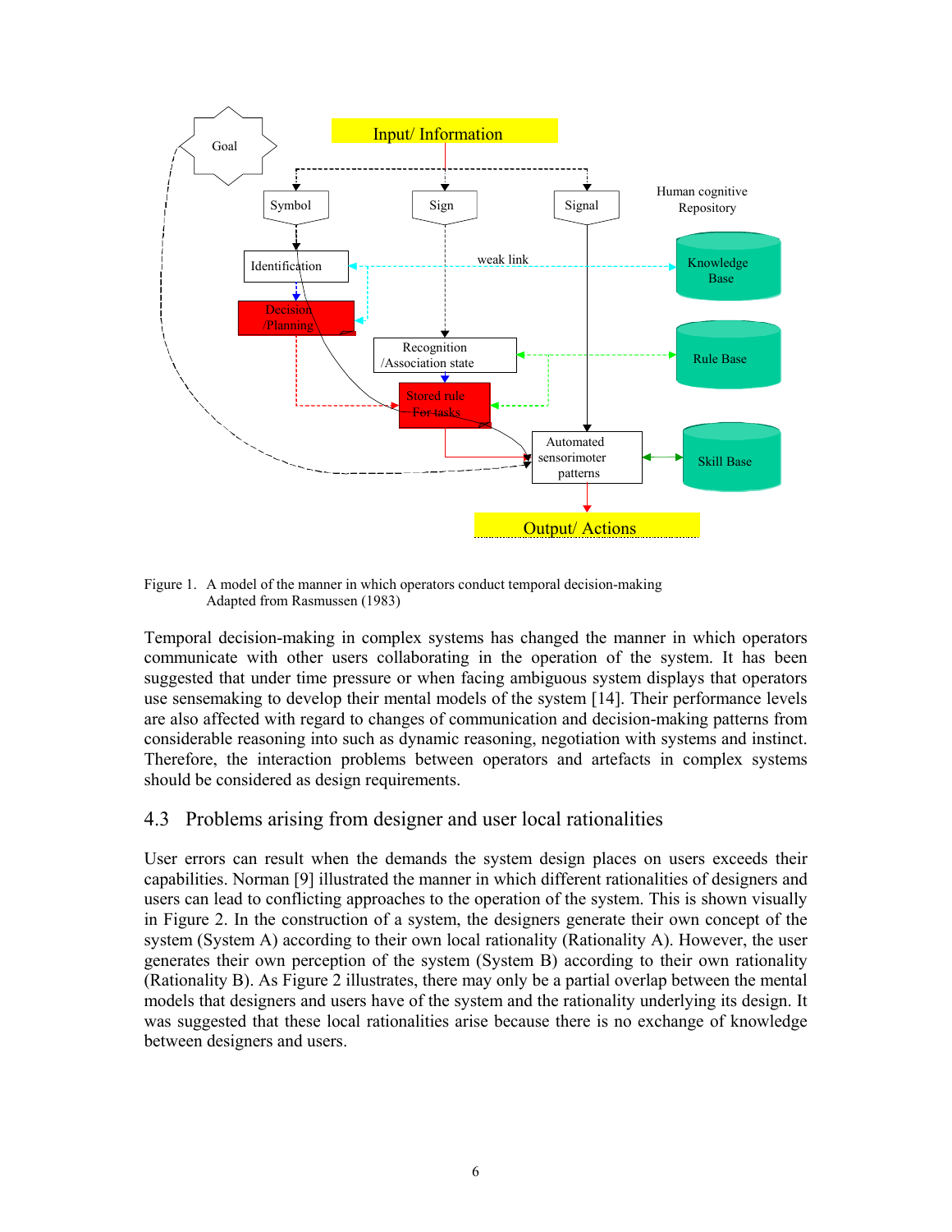Figure 1. A model of the manner in which operators conduct temporal decision-making Adapted from Rasmussen (1983)

Temporal decision-making in complex systems has changed the manner in which operators communicate with other users collaborating in the operation of the system. It has been suggested that under time pressure or when facing ambiguous system displays that operators use sensemaking to develop their mental models of the system [14]. Their performance levels are also affected with regard to changes of communication and decision-making patterns from considerable reasoning into such as dynamic reasoning, negotiation with systems and instinct. Therefore, the interaction problems between operators and artefacts in complex systems should be considered as design requirements.

## 4.3 Problems arising from designer and user local rationalities

User errors can result when the demands the system design places on users exceeds their capabilities. Norman [9] illustrated the manner in which different rationalities of designers and users can lead to conflicting approaches to the operation of the system. This is shown visually in Figure 2. In the construction of a system, the designers generate their own concept of the system (System A) according to their own local rationality (Rationality A). However, the user generates their own perception of the system (System B) according to their own rationality (Rationality B). As Figure 2 illustrates, there may only be a partial overlap between the mental models that designers and users have of the system and the rationality underlying its design. It was suggested that these local rationalities arise because there is no exchange of knowledge between designers and users.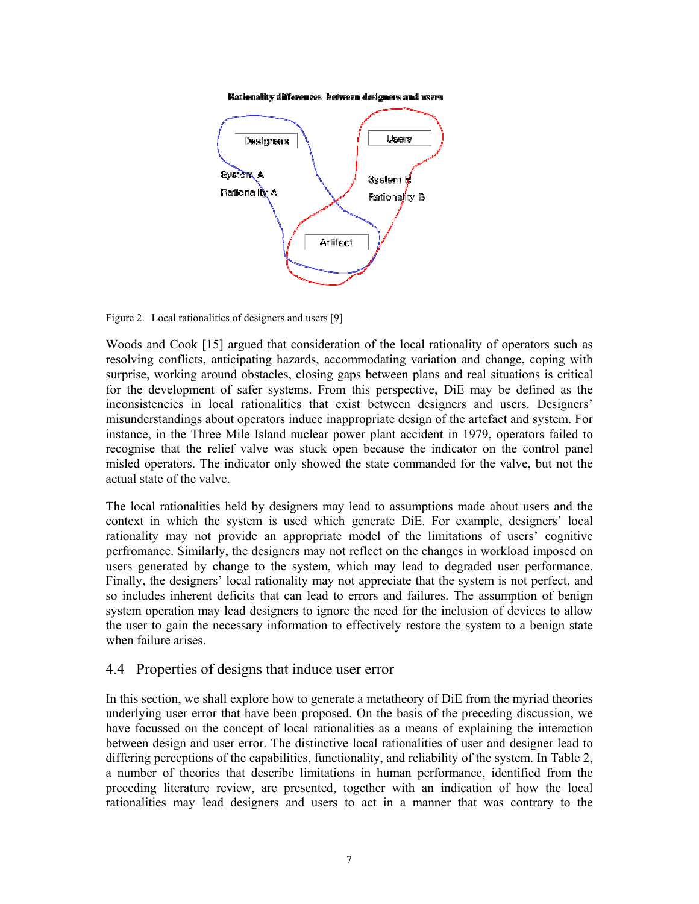Rationality differences between designers and users

Designers

System A

Rationality A

Users

System B

Rationality B

Artifact

Figure 2. Local rationalities of designers and users [9]

Woods and Cook [15] argued that consideration of the local rationality of operators such as resolving conflicts, anticipating hazards, accommodating variation and change, coping with surprise, working around obstacles, closing gaps between plans and real situations is critical for the development of safer systems. From this perspective, DiE may be defined as the inconsistencies in local rationalities that exist between designers and users. Designers' misunderstandings about operators induce inappropriate design of the artefact and system. For instance, in the Three Mile Island nuclear power plant accident in 1979, operators failed to recognise that the relief valve was stuck open because the indicator on the control panel misled operators. The indicator only showed the state commanded for the valve, but not the actual state of the valve.

The local rationalities held by designers may lead to assumptions made about users and the context in which the system is used which generate DiE. For example, designers' local rationality may not provide an appropriate model of the limitations of users' cognitive perfromance. Similarly, the designers may not reflect on the changes in workload imposed on users generated by change to the system, which may lead to degraded user performance. Finally, the designers' local rationality may not appreciate that the system is not perfect, and so includes inherent deficits that can lead to errors and failures. The assumption of benign system operation may lead designers to ignore the need for the inclusion of devices to allow the user to gain the necessary information to effectively restore the system to a benign state when failure arises.

## 4.4 Properties of designs that induce user error

In this section, we shall explore how to generate a metatheory of DiE from the myriad theories underlying user error that have been proposed. On the basis of the preceding discussion, we have focussed on the concept of local rationalities as a means of explaining the interaction between design and user error. The distinctive local rationalities of user and designer lead to differing perceptions of the capabilities, functionality, and reliability of the system. In Table 2, a number of theories that describe limitations in human performance, identified from the preceding literature review, are presented, together with an indication of how the local rationalities may lead designers and users to act in a manner that was contrary to the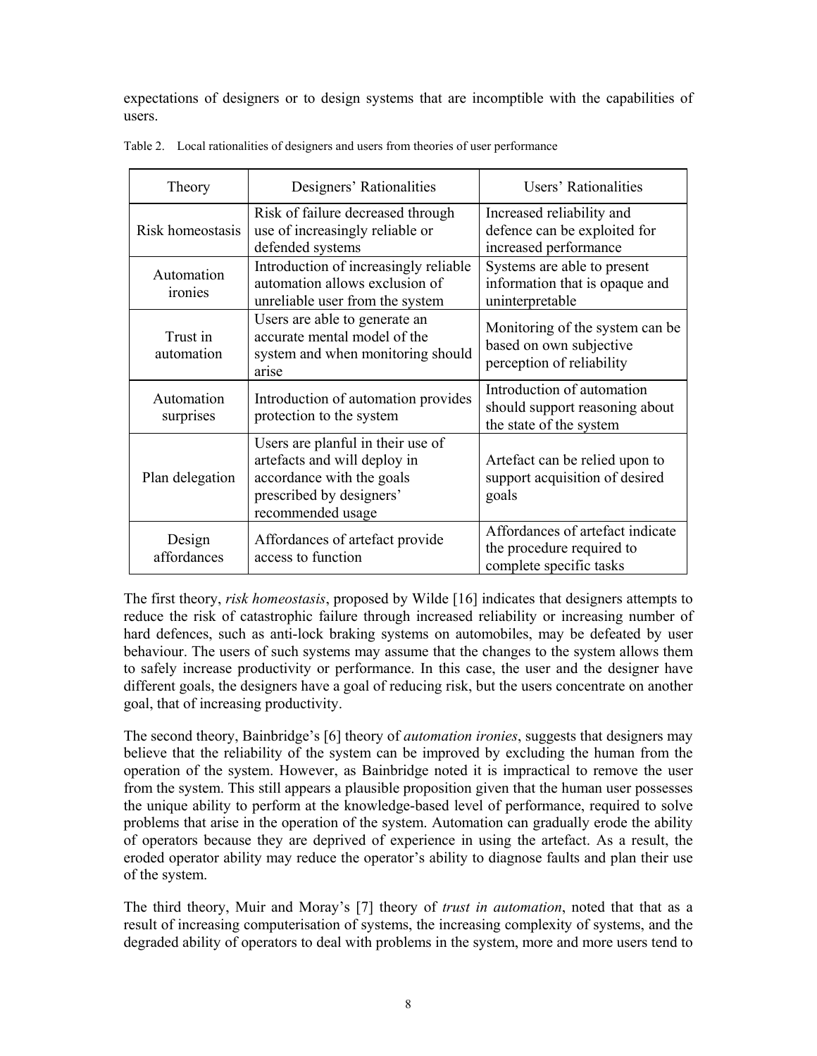expectations of designers or to design systems that are incomptible with the capabilities of users.

Table 2. Local rationalities of designers and users from theories of user performance

| Theory | Designers' Rationalities | Users' Rationalities |
|---|---|---|
| Risk homeostasis | Risk of failure decreased through use of increasingly reliable or defended systems | Increased reliability and defence can be exploited for increased performance |
| Automation ironies | Introduction of increasingly reliable automation allows exclusion of unreliable user from the system | Systems are able to present information that is opaque and uninterpretable |
| Trust in automation | Users are able to generate an accurate mental model of the system and when monitoring should arise | Monitoring of the system can be based on own subjective perception of reliability |
| Automation surprises | Introduction of automation provides protection to the system | Introduction of automation should support reasoning about the state of the system |
| Plan delegation | Users are planful in their use of artefacts and will deploy in accordance with the goals prescribed by designers' recommended usage | Artefact can be relied upon to support acquisition of desired goals |
| Design affordances | Affordances of artefact provide access to function | Affordances of artefact indicate the procedure required to complete specific tasks |

The first theory, *risk homeostasis*, proposed by Wilde [16] indicates that designers attempts to reduce the risk of catastrophic failure through increased reliability or increasing number of hard defences, such as anti-lock braking systems on automobiles, may be defeated by user behaviour. The users of such systems may assume that the changes to the system allows them to safely increase productivity or performance. In this case, the user and the designer have different goals, the designers have a goal of reducing risk, but the users concentrate on another goal, that of increasing productivity.

The second theory, Bainbridge's [6] theory of *automation ironies*, suggests that designers may believe that the reliability of the system can be improved by excluding the human from the operation of the system. However, as Bainbridge noted it is impractical to remove the user from the system. This still appears a plausible proposition given that the human user possesses the unique ability to perform at the knowledge-based level of performance, required to solve problems that arise in the operation of the system. Automation can gradually erode the ability of operators because they are deprived of experience in using the artefact. As a result, the eroded operator ability may reduce the operator's ability to diagnose faults and plan their use of the system.

The third theory, Muir and Moray's [7] theory of *trust in automation*, noted that that as a result of increasing computerisation of systems, the increasing complexity of systems, and the degraded ability of operators to deal with problems in the system, more and more users tend to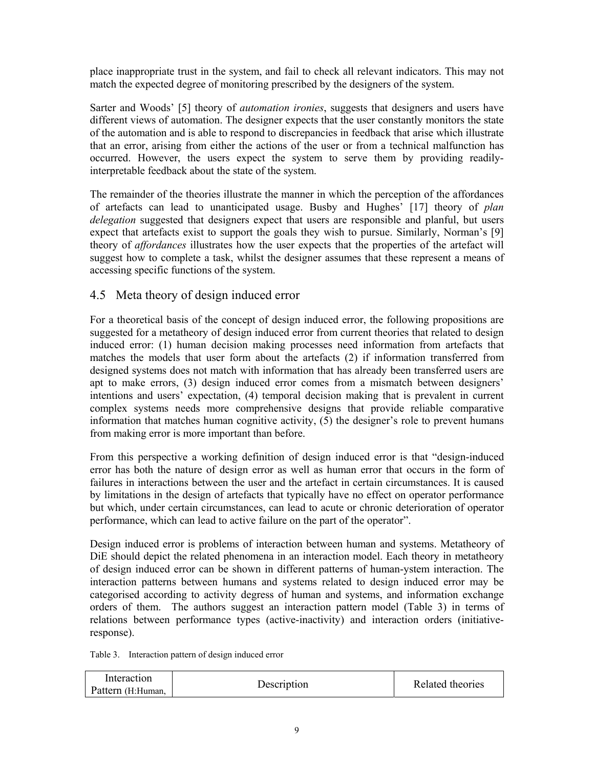place inappropriate trust in the system, and fail to check all relevant indicators. This may not match the expected degree of monitoring prescribed by the designers of the system.

Sarter and Woods' [5] theory of *automation ironies*, suggests that designers and users have different views of automation. The designer expects that the user constantly monitors the state of the automation and is able to respond to discrepancies in feedback that arise which illustrate that an error, arising from either the actions of the user or from a technical malfunction has occurred. However, the users expect the system to serve them by providing readily-interpretable feedback about the state of the system.

The remainder of the theories illustrate the manner in which the perception of the affordances of artefacts can lead to unanticipated usage. Busby and Hughes' [17] theory of *plan delegation* suggested that designers expect that users are responsible and planful, but users expect that artefacts exist to support the goals they wish to pursue. Similarly, Norman's [9] theory of *affordances* illustrates how the user expects that the properties of the artefact will suggest how to complete a task, whilst the designer assumes that these represent a means of accessing specific functions of the system.

## 4.5 Meta theory of design induced error

For a theoretical basis of the concept of design induced error, the following propositions are suggested for a metatheory of design induced error from current theories that related to design induced error: (1) human decision making processes need information from artefacts that matches the models that user form about the artefacts (2) if information transferred from designed systems does not match with information that has already been transferred users are apt to make errors, (3) design induced error comes from a mismatch between designers' intentions and users' expectation, (4) temporal decision making that is prevalent in current complex systems needs more comprehensive designs that provide reliable comparative information that matches human cognitive activity, (5) the designer's role to prevent humans from making error is more important than before.

From this perspective a working definition of design induced error is that "design-induced error has both the nature of design error as well as human error that occurs in the form of failures in interactions between the user and the artefact in certain circumstances. It is caused by limitations in the design of artefacts that typically have no effect on operator performance but which, under certain circumstances, can lead to acute or chronic deterioration of operator performance, which can lead to active failure on the part of the operator".

Design induced error is problems of interaction between human and systems. Metatheory of DiE should depict the related phenomena in an interaction model. Each theory in metatheory of design induced error can be shown in different patterns of human-system interaction. The interaction patterns between humans and systems related to design induced error may be categorised according to activity degress of human and systems, and information exchange orders of them. The authors suggest an interaction pattern model (Table 3) in terms of relations between performance types (active-inactivity) and interaction orders (initiative-response).

Table 3. Interaction pattern of design induced error

| Interaction Pattern (H:Human, | Description | Related theories |
|---|---|---|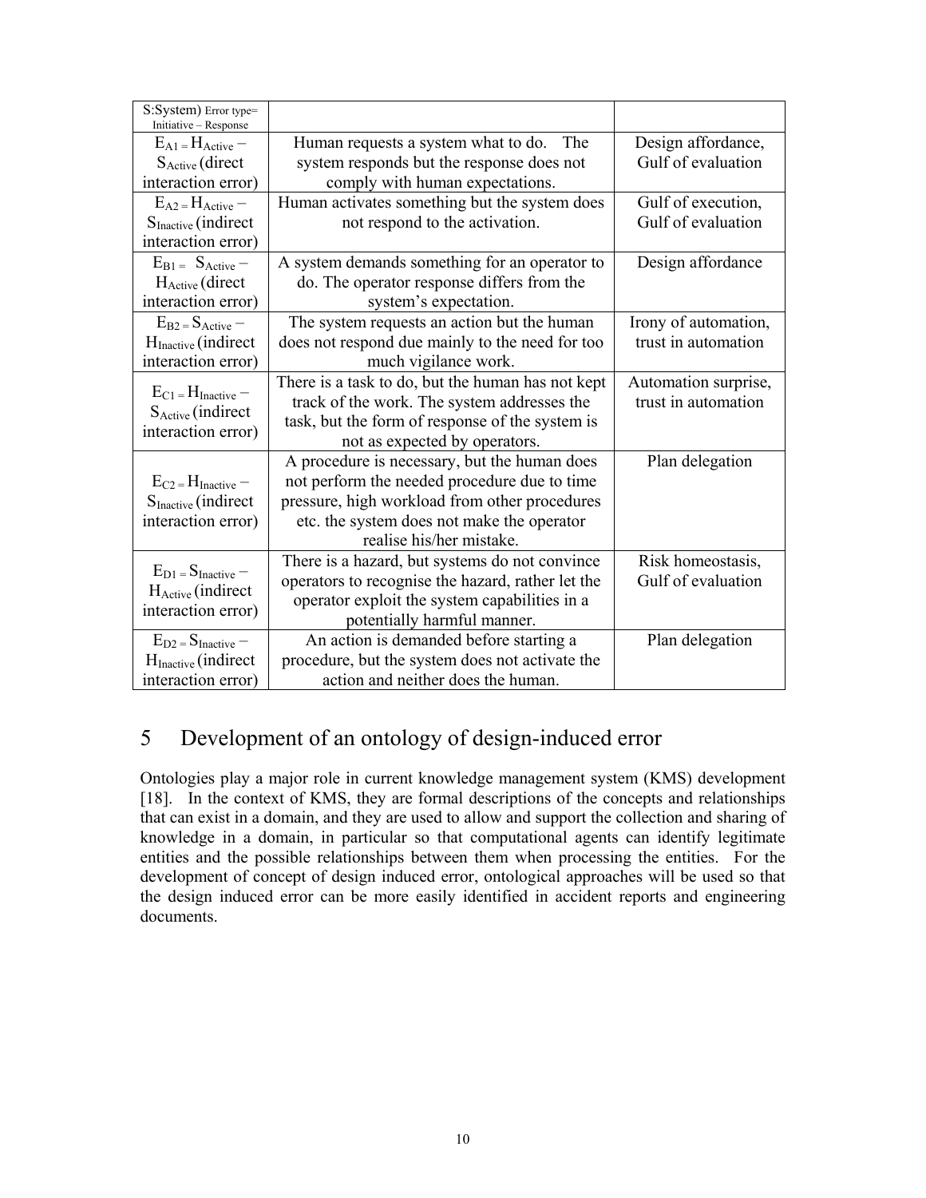| S:System) Error type= Initiative – Response | | |
|---|---|---|
| $E_{A1} = H_{Active} - S_{Active}$ (direct interaction error) | Human requests a system what to do. The system responds but the response does not comply with human expectations. | Design affordance, Gulf of evaluation |
| $E_{A2} = H_{Active} - S_{Inactive}$ (indirect interaction error) | Human activates something but the system does not respond to the activation. | Gulf of execution, Gulf of evaluation |
| $E_{B1} = S_{Active} - H_{Active}$ (direct interaction error) | A system demands something for an operator to do. The operator response differs from the system's expectation. | Design affordance |
| $E_{B2} = S_{Active} - H_{Inactive}$ (indirect interaction error) | The system requests an action but the human does not respond due mainly to the need for too much vigilance work. | Irony of automation, trust in automation |
| $E_{C1} = H_{Inactive} - S_{Active}$ (indirect interaction error) | There is a task to do, but the human has not kept track of the work. The system addresses the task, but the form of response of the system is not as expected by operators. | Automation surprise, trust in automation |
| $E_{C2} = H_{Inactive} - S_{Inactive}$ (indirect interaction error) | A procedure is necessary, but the human does not perform the needed procedure due to time pressure, high workload from other procedures etc. the system does not make the operator realise his/her mistake. | Plan delegation |
| $E_{D1} = S_{Inactive} - H_{Active}$ (indirect interaction error) | There is a hazard, but systems do not convince operators to recognise the hazard, rather let the operator exploit the system capabilities in a potentially harmful manner. | Risk homeostasis, Gulf of evaluation |
| $E_{D2} = S_{Inactive} - H_{Inactive}$ (indirect interaction error) | An action is demanded before starting a procedure, but the system does not activate the action and neither does the human. | Plan delegation |

# 5 Development of an ontology of design-induced error

Ontologies play a major role in current knowledge management system (KMS) development [18]. In the context of KMS, they are formal descriptions of the concepts and relationships that can exist in a domain, and they are used to allow and support the collection and sharing of knowledge in a domain, in particular so that computational agents can identify legitimate entities and the possible relationships between them when processing the entities. For the development of concept of design induced error, ontological approaches will be used so that the design induced error can be more easily identified in accident reports and engineering documents.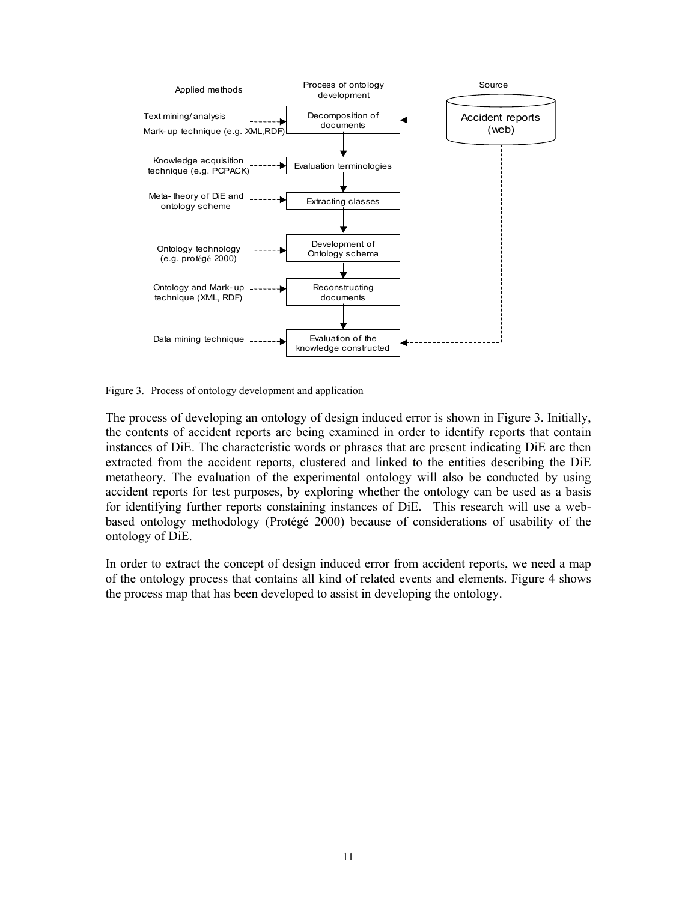| Applied methods | Process of ontology development | Source |
| --- | --- | --- |
| Text mining/ analysis; Mark-up technique (e.g. XML,RDF) | Decomposition of documents | Accident reports (web) |
| Knowledge acquisition technique (e.g. PCPACK) | Evaluation terminologies | |
| Meta- theory of DiE and ontology scheme | Extracting classes | |
| Ontology technology (e.g. protégé 2000) | Development of Ontology schema | |
| Ontology and Mark-up technique (XML, RDF) | Reconstructing documents | |
| Data mining technique | Evaluation of the knowledge constructed | Accident reports (web) |

Figure 3. Process of ontology development and application

The process of developing an ontology of design induced error is shown in Figure 3. Initially, the contents of accident reports are being examined in order to identify reports that contain instances of DiE. The characteristic words or phrases that are present indicating DiE are then extracted from the accident reports, clustered and linked to the entities describing the DiE metatheory. The evaluation of the experimental ontology will also be conducted by using accident reports for test purposes, by exploring whether the ontology can be used as a basis for identifying further reports constaining instances of DiE. This research will use a web-based ontology methodology (Protégé 2000) because of considerations of usability of the ontology of DiE.

In order to extract the concept of design induced error from accident reports, we need a map of the ontology process that contains all kind of related events and elements. Figure 4 shows the process map that has been developed to assist in developing the ontology.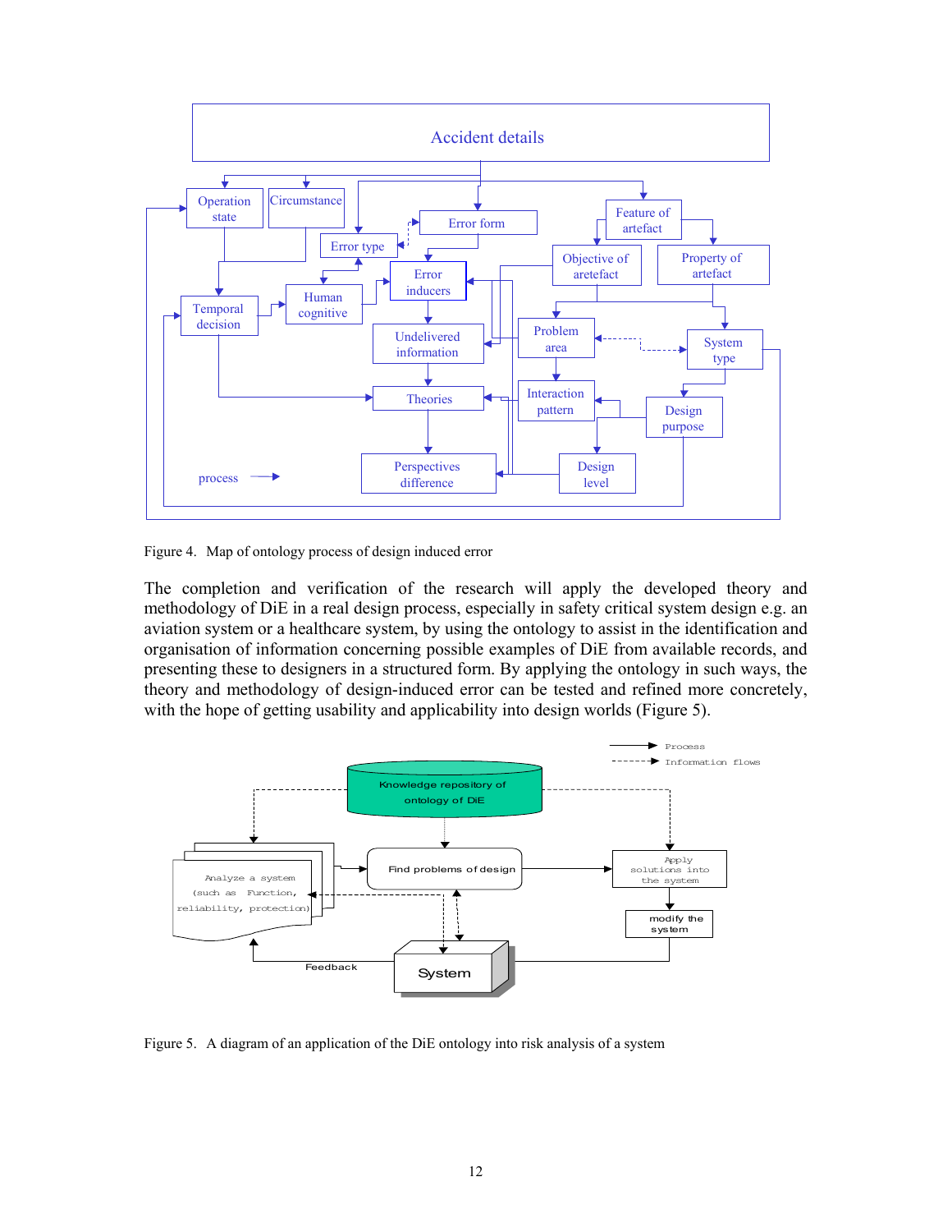Figure 4. Map of ontology process of design induced error

The completion and verification of the research will apply the developed theory and methodology of DiE in a real design process, especially in safety critical system design e.g. an aviation system or a healthcare system, by using the ontology to assist in the identification and organisation of information concerning possible examples of DiE from available records, and presenting these to designers in a structured form. By applying the ontology in such ways, the theory and methodology of design-induced error can be tested and refined more concretely, with the hope of getting usability and applicability into design worlds (Figure 5).

Figure 5. A diagram of an application of the DiE ontology into risk analysis of a system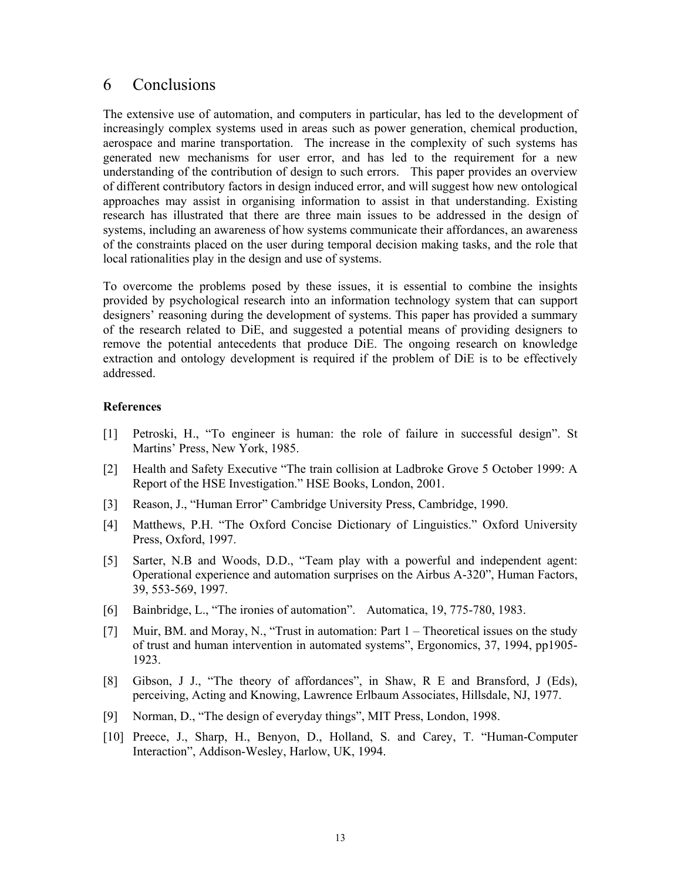# 6 Conclusions

The extensive use of automation, and computers in particular, has led to the development of increasingly complex systems used in areas such as power generation, chemical production, aerospace and marine transportation. The increase in the complexity of such systems has generated new mechanisms for user error, and has led to the requirement for a new understanding of the contribution of design to such errors. This paper provides an overview of different contributory factors in design induced error, and will suggest how new ontological approaches may assist in organising information to assist in that understanding. Existing research has illustrated that there are three main issues to be addressed in the design of systems, including an awareness of how systems communicate their affordances, an awareness of the constraints placed on the user during temporal decision making tasks, and the role that local rationalities play in the design and use of systems.

To overcome the problems posed by these issues, it is essential to combine the insights provided by psychological research into an information technology system that can support designers' reasoning during the development of systems. This paper has provided a summary of the research related to DiE, and suggested a potential means of providing designers to remove the potential antecedents that produce DiE. The ongoing research on knowledge extraction and ontology development is required if the problem of DiE is to be effectively addressed.

**References**

[1] Petroski, H., "To engineer is human: the role of failure in successful design". St Martins' Press, New York, 1985.

[2] Health and Safety Executive "The train collision at Ladbroke Grove 5 October 1999: A Report of the HSE Investigation." HSE Books, London, 2001.

[3] Reason, J., "Human Error" Cambridge University Press, Cambridge, 1990.

[4] Matthews, P.H. "The Oxford Concise Dictionary of Linguistics." Oxford University Press, Oxford, 1997.

[5] Sarter, N.B and Woods, D.D., "Team play with a powerful and independent agent: Operational experience and automation surprises on the Airbus A-320", Human Factors, 39, 553-569, 1997.

[6] Bainbridge, L., "The ironies of automation". Automatica, 19, 775-780, 1983.

[7] Muir, BM. and Moray, N., "Trust in automation: Part 1 – Theoretical issues on the study of trust and human intervention in automated systems", Ergonomics, 37, 1994, pp1905-1923.

[8] Gibson, J J., "The theory of affordances", in Shaw, R E and Bransford, J (Eds), perceiving, Acting and Knowing, Lawrence Erlbaum Associates, Hillsdale, NJ, 1977.

[9] Norman, D., "The design of everyday things", MIT Press, London, 1998.

[10] Preece, J., Sharp, H., Benyon, D., Holland, S. and Carey, T. "Human-Computer Interaction", Addison-Wesley, Harlow, UK, 1994.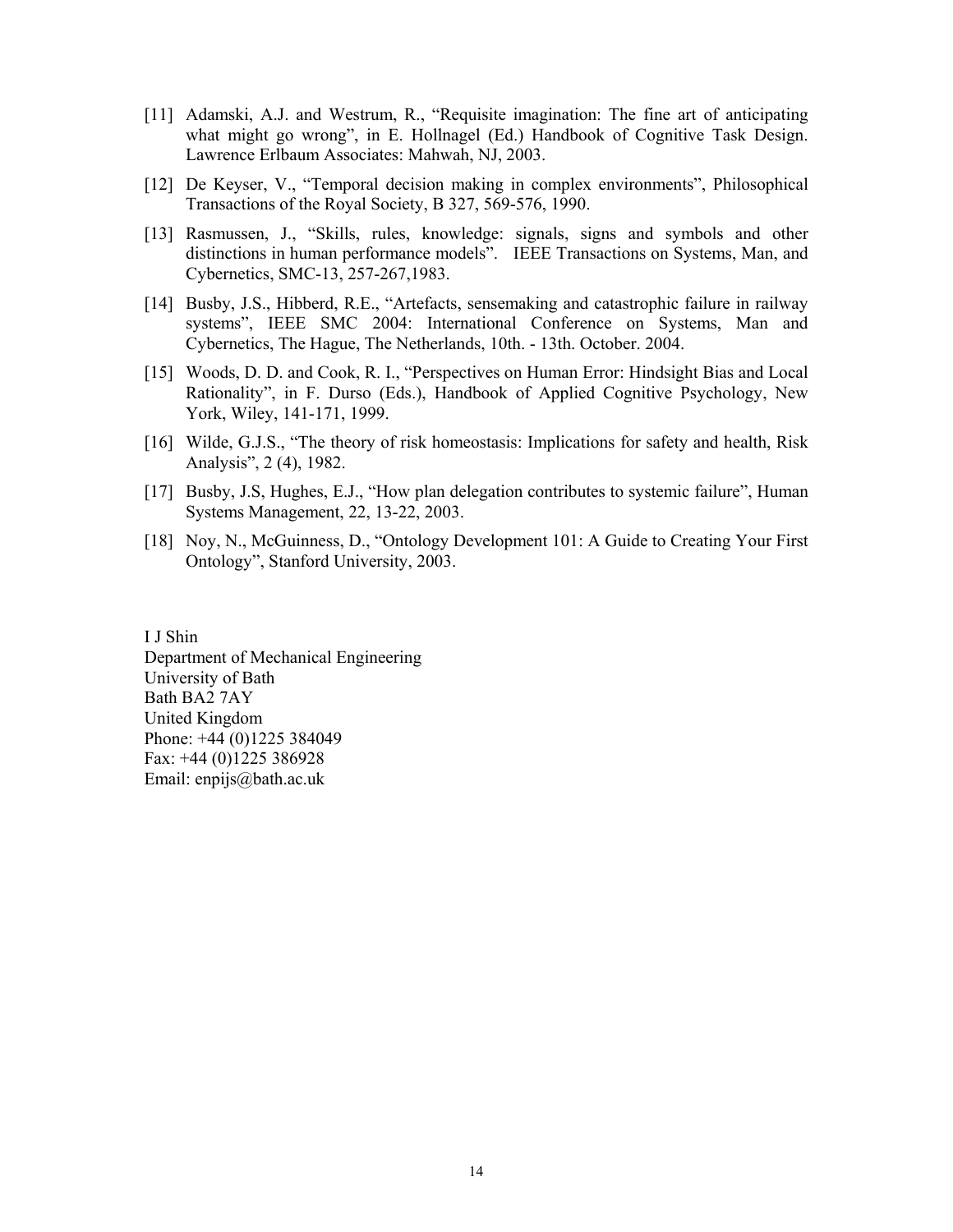[11] Adamski, A.J. and Westrum, R., "Requisite imagination: The fine art of anticipating what might go wrong", in E. Hollnagel (Ed.) Handbook of Cognitive Task Design. Lawrence Erlbaum Associates: Mahwah, NJ, 2003.

[12] De Keyser, V., "Temporal decision making in complex environments", Philosophical Transactions of the Royal Society, B 327, 569-576, 1990.

[13] Rasmussen, J., "Skills, rules, knowledge: signals, signs and symbols and other distinctions in human performance models". IEEE Transactions on Systems, Man, and Cybernetics, SMC-13, 257-267,1983.

[14] Busby, J.S., Hibberd, R.E., "Artefacts, sensemaking and catastrophic failure in railway systems", IEEE SMC 2004: International Conference on Systems, Man and Cybernetics, The Hague, The Netherlands, 10th. - 13th. October. 2004.

[15] Woods, D. D. and Cook, R. I., "Perspectives on Human Error: Hindsight Bias and Local Rationality", in F. Durso (Eds.), Handbook of Applied Cognitive Psychology, New York, Wiley, 141-171, 1999.

[16] Wilde, G.J.S., "The theory of risk homeostasis: Implications for safety and health, Risk Analysis", 2 (4), 1982.

[17] Busby, J.S, Hughes, E.J., "How plan delegation contributes to systemic failure", Human Systems Management, 22, 13-22, 2003.

[18] Noy, N., McGuinness, D., "Ontology Development 101: A Guide to Creating Your First Ontology", Stanford University, 2003.

I J Shin
Department of Mechanical Engineering
University of Bath
Bath BA2 7AY
United Kingdom
Phone: +44 (0)1225 384049
Fax: +44 (0)1225 386928
Email: enpijs@bath.ac.uk